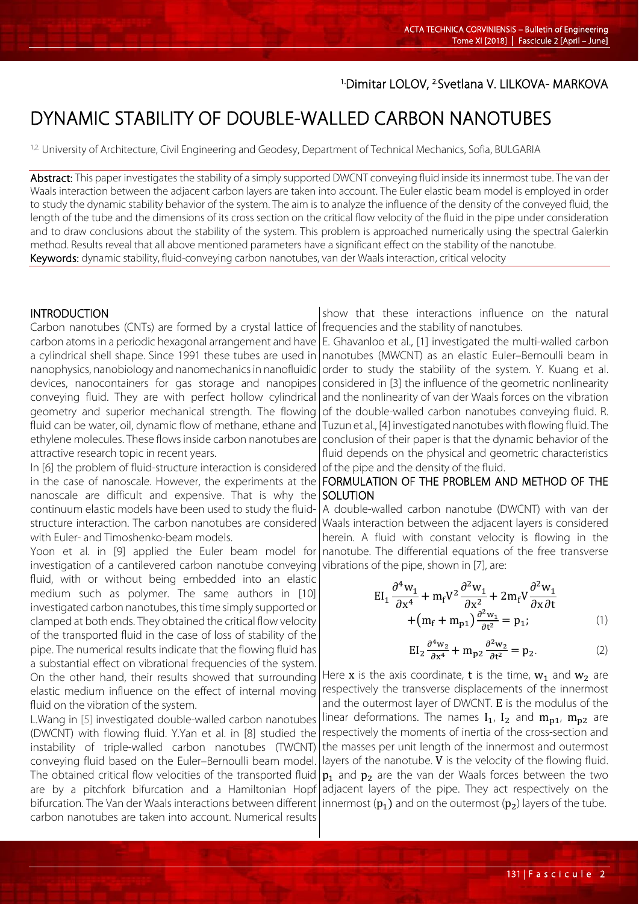[1]Dimitar LOLOV, [2]Svetlana V. LILKOVA- MARKOVA

# DYNAMIC STABILITY OF DOUBLE-WALLED CARBON NANOTUBES

[1,2] University of Architecture, Civil Engineering and Geodesy, Department of Technical Mechanics, Sofia, BULGARIA

**Abstract:** This paper investigates the stability of a simply supported DWCNT conveying fluid inside its innermost tube. The van der Waals interaction between the adjacent carbon layers are taken into account. The Euler elastic beam model is employed in order to study the dynamic stability behavior of the system. The aim is to analyze the influence of the density of the conveyed fluid, the length of the tube and the dimensions of its cross section on the critical flow velocity of the fluid in the pipe under consideration and to draw conclusions about the stability of the system. This problem is approached numerically using the spectral Galerkin method. Results reveal that all above mentioned parameters have a significant effect on the stability of the nanotube.

**Keywords:** dynamic stability, fluid-conveying carbon nanotubes, van der Waals interaction, critical velocity

## INTRODUCTION

Carbon nanotubes (CNTs) are formed by a crystal lattice of carbon atoms in a periodic hexagonal arrangement and have a cylindrical shell shape. Since 1991 these tubes are used in nanophysics, nanobiology and nanomechanics in nanofluidic devices, nanocontainers for gas storage and nanopipes conveying fluid. They are with perfect hollow cylindrical geometry and superior mechanical strength. The flowing fluid can be water, oil, dynamic flow of methane, ethane and ethylene molecules. These flows inside carbon nanotubes are attractive research topic in recent years.

In [6] the problem of fluid-structure interaction is considered in the case of nanoscale. However, the experiments at the nanoscale are difficult and expensive. That is why the continuum elastic models have been used to study the fluid-structure interaction. The carbon nanotubes are considered with Euler- and Timoshenko-beam models.

Yoon et al. in [9] applied the Euler beam model for investigation of a cantilevered carbon nanotube conveying fluid, with or without being embedded into an elastic medium such as polymer. The same authors in [10] investigated carbon nanotubes, this time simply supported or clamped at both ends. They obtained the critical flow velocity of the transported fluid in the case of loss of stability of the pipe. The numerical results indicate that the flowing fluid has a substantial effect on vibrational frequencies of the system. On the other hand, their results showed that surrounding elastic medium influence on the effect of internal moving fluid on the vibration of the system.

L.Wang in [5] investigated double-walled carbon nanotubes (DWCNT) with flowing fluid. Y.Yan et al. in [8] studied the instability of triple-walled carbon nanotubes (TWCNT) conveying fluid based on the Euler–Bernoulli beam model. The obtained critical flow velocities of the transported fluid are by a pitchfork bifurcation and a Hamiltonian Hopf bifurcation. The Van der Waals interactions between different carbon nanotubes are taken into account. Numerical results show that these interactions influence on the natural frequencies and the stability of nanotubes.

E. Ghavanloo et al., [1] investigated the multi-walled carbon nanotubes (MWCNT) as an elastic Euler–Bernoulli beam in order to study the stability of the system. Y. Kuang et al. considered in [3] the influence of the geometric nonlinearity and the nonlinearity of van der Waals forces on the vibration of the double-walled carbon nanotubes with flowing fluid. R. Tuzun et al., [4] investigated nanotubes with flowing fluid. The conclusion of their paper is that the dynamic behavior of the fluid depends on the physical and geometric characteristics of the pipe and the density of the fluid.

## FORMULATION OF THE PROBLEM AND METHOD OF THE SOLUTION

A double-walled carbon nanotube (DWCNT) with van der Waals interaction between the adjacent layers is considered herein. A fluid with constant velocity is flowing in the nanotube. The differential equations of the free transverse vibrations of the pipe, shown in [7], are:

$$EI_1\frac{\partial^4 w_1}{\partial x^4} + m_f V^2\frac{\partial^2 w_1}{\partial x^2} + 2m_f V\frac{\partial^2 w_1}{\partial x \partial t} + \left(m_f + m_{p1}\right)\frac{\partial^2 w_1}{\partial t^2} = p_1; \tag{1}$$

$$EI_2\frac{\partial^4 w_2}{\partial x^4} + m_{p2}\frac{\partial^2 w_2}{\partial t^2} = p_2. \tag{2}$$

Here $x$ is the axis coordinate, $t$ is the time, $w_1$ and $w_2$ are respectively the transverse displacements of the innermost and the outermost layer of DWCNT. $E$ is the modulus of the linear deformations. The names $I_1$, $I_2$ and $m_{p1}$, $m_{p2}$ are respectively the moments of inertia of the cross-section and the masses per unit length of the innermost and outermost layers of the nanotube. $V$ is the velocity of the flowing fluid. $p_1$ and $p_2$ are the van der Waals forces between the two adjacent layers of the pipe. They act respectively on the innermost ($p_1$) and on the outermost ($p_2$) layers of the tube.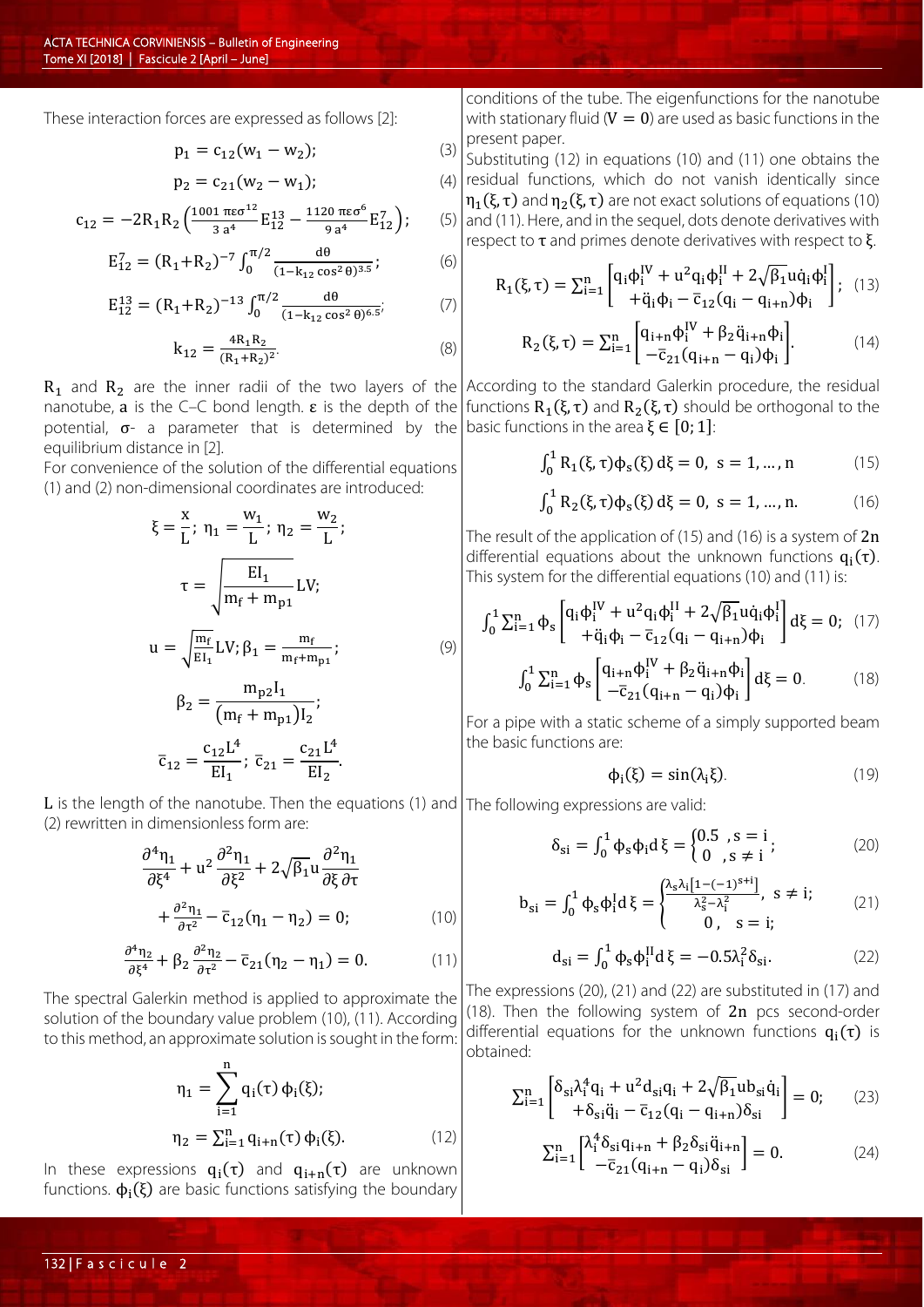These interaction forces are expressed as follows [2]:

$$p_1 = c_{12}(w_1 - w_2); \tag{3}$$

$$p_2 = c_{21}(w_2 - w_1); \tag{4}$$

$$c_{12} = -2R_1R_2\left(\frac{1001\,\pi\varepsilon\sigma^{12}}{3\,a^4}E_{12}^{13} - \frac{1120\,\pi\varepsilon\sigma^6}{9\,a^4}E_{12}^{7}\right); \tag{5}$$

$$E_{12}^{7} = (R_1+R_2)^{-7}\int_0^{\pi/2}\frac{d\theta}{(1-k_{12}\cos^2\theta)^{3.5}}; \tag{6}$$

$$E_{12}^{13} = (R_1+R_2)^{-13}\int_0^{\pi/2}\frac{d\theta}{(1-k_{12}\cos^2\theta)^{6.5}}; \tag{7}$$

$$k_{12} = \frac{4R_1R_2}{(R_1+R_2)^2}. \tag{8}$$

$R_1$ and $R_2$ are the inner radii of the two layers of the nanotube, $a$ is the C–C bond length. $\varepsilon$ is the depth of the potential, $\sigma$- a parameter that is determined by the equilibrium distance in [2].

For convenience of the solution of the differential equations (1) and (2) non-dimensional coordinates are introduced:

$$\xi = \frac{x}{L};\ \eta_1 = \frac{w_1}{L};\ \eta_2 = \frac{w_2}{L};$$

$$\tau = \sqrt{\frac{EI_1}{m_f + m_{p1}}}LV;$$

$$u = \sqrt{\frac{m_f}{EI_1}}LV;\ \beta_1 = \frac{m_f}{m_f+m_{p1}}; \tag{9}$$

$$\beta_2 = \frac{m_{p2}I_1}{(m_f + m_{p1})I_2};$$

$$\bar{c}_{12} = \frac{c_{12}L^4}{EI_1};\ \bar{c}_{21} = \frac{c_{21}L^4}{EI_2}.$$

$L$ is the length of the nanotube. Then the equations (1) and (2) rewritten in dimensionless form are:

$$\frac{\partial^4\eta_1}{\partial\xi^4} + u^2\frac{\partial^2\eta_1}{\partial\xi^2} + 2\sqrt{\beta_1}u\frac{\partial^2\eta_1}{\partial\xi\,\partial\tau} + \frac{\partial^2\eta_1}{\partial\tau^2} - \bar{c}_{12}(\eta_1 - \eta_2) = 0; \tag{10}$$

$$\frac{\partial^4\eta_2}{\partial\xi^4} + \beta_2\frac{\partial^2\eta_2}{\partial\tau^2} - \bar{c}_{21}(\eta_2 - \eta_1) = 0. \tag{11}$$

The spectral Galerkin method is applied to approximate the solution of the boundary value problem (10), (11). According to this method, an approximate solution is sought in the form:

$$\eta_1 = \sum_{i=1}^{n} q_i(\tau)\,\phi_i(\xi);$$

$$\eta_2 = \sum_{i=1}^{n} q_{i+n}(\tau)\,\phi_i(\xi). \tag{12}$$

In these expressions $q_i(\tau)$ and $q_{i+n}(\tau)$ are unknown functions. $\phi_i(\xi)$ are basic functions satisfying the boundary conditions of the tube. The eigenfunctions for the nanotube with stationary fluid ($V = 0$) are used as basic functions in the present paper.

Substituting (12) in equations (10) and (11) one obtains the residual functions, which do not vanish identically since $\eta_1(\xi,\tau)$ and $\eta_2(\xi,\tau)$ are not exact solutions of equations (10) and (11). Here, and in the sequel, dots denote derivatives with respect to $\tau$ and primes denote derivatives with respect to $\xi$.

$$R_1(\xi,\tau) = \sum_{i=1}^{n}\begin{bmatrix} q_i\phi_i^{IV} + u^2q_i\phi_i^{II} + 2\sqrt{\beta_1}u\dot{q}_i\phi_i^{I} \\ +\ddot{q}_i\phi_i - \bar{c}_{12}(q_i - q_{i+n})\phi_i \end{bmatrix}; \tag{13}$$

$$R_2(\xi,\tau) = \sum_{i=1}^{n}\begin{bmatrix} q_{i+n}\phi_i^{IV} + \beta_2\ddot{q}_{i+n}\phi_i \\ -\bar{c}_{21}(q_{i+n} - q_i)\phi_i \end{bmatrix}. \tag{14}$$

According to the standard Galerkin procedure, the residual functions $R_1(\xi,\tau)$ and $R_2(\xi,\tau)$ should be orthogonal to the basic functions in the area $\xi \in [0;1]$:

$$\int_0^1 R_1(\xi,\tau)\phi_s(\xi)\,d\xi = 0,\ s = 1,\dots,n \tag{15}$$

$$\int_0^1 R_2(\xi,\tau)\phi_s(\xi)\,d\xi = 0,\ s = 1,\dots,n. \tag{16}$$

The result of the application of (15) and (16) is a system of $2n$ differential equations about the unknown functions $q_i(\tau)$. This system for the differential equations (10) and (11) is:

$$\int_0^1\sum_{i=1}^{n}\phi_s\begin{bmatrix} q_i\phi_i^{IV} + u^2q_i\phi_i^{II} + 2\sqrt{\beta_1}u\dot{q}_i\phi_i^{I} \\ +\ddot{q}_i\phi_i - \bar{c}_{12}(q_i - q_{i+n})\phi_i \end{bmatrix}d\xi = 0; \tag{17}$$

$$\int_0^1\sum_{i=1}^{n}\phi_s\begin{bmatrix} q_{i+n}\phi_i^{IV} + \beta_2\ddot{q}_{i+n}\phi_i \\ -\bar{c}_{21}(q_{i+n} - q_i)\phi_i \end{bmatrix}d\xi = 0. \tag{18}$$

For a pipe with a static scheme of a simply supported beam the basic functions are:

$$\phi_i(\xi) = \sin(\lambda_i\xi). \tag{19}$$

The following expressions are valid:

$$\delta_{si} = \int_0^1 \phi_s\phi_i\,d\xi = \begin{cases} 0.5 & ,s = i \\ 0 & ,s \neq i \end{cases}; \tag{20}$$

$$b_{si} = \int_0^1 \phi_s\phi_i^{I}\,d\xi = \begin{cases} \dfrac{\lambda_s\lambda_i\left[1-(-1)^{s+i}\right]}{\lambda_s^2 - \lambda_i^2}, & s \neq i; \\ 0, & s = i; \end{cases} \tag{21}$$

$$d_{si} = \int_0^1 \phi_s\phi_i^{II}\,d\xi = -0.5\lambda_i^2\delta_{si}. \tag{22}$$

The expressions (20), (21) and (22) are substituted in (17) and (18). Then the following system of $2n$ pcs second-order differential equations for the unknown functions $q_i(\tau)$ is obtained:

$$\sum_{i=1}^{n}\begin{bmatrix} \delta_{si}\lambda_i^4q_i + u^2d_{si}q_i + 2\sqrt{\beta_1}ub_{si}\dot{q}_i \\ +\delta_{si}\ddot{q}_i - \bar{c}_{12}(q_i - q_{i+n})\delta_{si} \end{bmatrix} = 0; \tag{23}$$

$$\sum_{i=1}^{n}\begin{bmatrix} \lambda_i^4\delta_{si}q_{i+n} + \beta_2\delta_{si}\ddot{q}_{i+n} \\ -\bar{c}_{21}(q_{i+n} - q_i)\delta_{si} \end{bmatrix} = 0. \tag{24}$$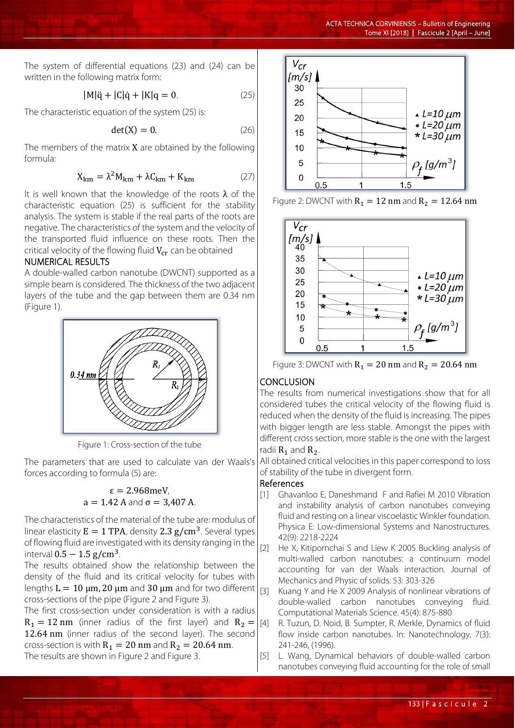The system of differential equations (23) and (24) can be written in the following matrix form:

$$|M|\ddot{q} + |C|\dot{q} + |K|q = 0. \quad (25)$$

The characteristic equation of the system (25) is:

$$\det(X) = 0. \quad (26)$$

The members of the matrix X are obtained by the following formula:

$$X_{km} = \lambda^2 M_{km} + \lambda C_{km} + K_{km} \quad (27)$$

It is well known that the knowledge of the roots λ of the characteristic equation (25) is sufficient for the stability analysis. The system is stable if the real parts of the roots are negative. The characteristics of the system and the velocity of the transported fluid influence on these roots. Then the critical velocity of the flowing fluid $V_{cr}$ can be obtained

## NUMERICAL RESULTS

A double-walled carbon nanotube (DWCNT) supported as a simple beam is considered. The thickness of the two adjacent layers of the tube and the gap between them are 0.34 nm (Figure 1).

Figure 1: Cross-section of the tube

The parameters that are used to calculate van der Waals's forces according to formula (5) are:

$$\varepsilon = 2.968\text{meV},$$
$$a = 1.42 \text{ A and } \sigma = 3{,}407 \text{ A}.$$

The characteristics of the material of the tube are: modulus of linear elasticity $E = 1$ TPA, density $2.3\ g/cm^3$. Several types of flowing fluid are investigated with its density ranging in the interval $0.5 - 1.5\ g/cm^3$.

The results obtained show the relationship between the density of the fluid and its critical velocity for tubes with lengths $L = 10\ \mu m, 20\ \mu m$ and $30\ \mu m$ and for two different cross-sections of the pipe (Figure 2 and Figure 3).

The first cross-section under consideration is with a radius $R_1 = 12$ nm (inner radius of the first layer) and $R_2 = 12.64$ nm (inner radius of the second layer). The second cross-section is with $R_1 = 20$ nm and $R_2 = 20.64$ nm.

The results are shown in Figure 2 and Figure 3.

Figure 2: DWCNT with $R_1 = 12$ nm and $R_2 = 12.64$ nm

Figure 3: DWCNT with $R_1 = 20$ nm and $R_2 = 20.64$ nm

## CONCLUSION

The results from numerical investigations show that for all considered tubes the critical velocity of the flowing fluid is reduced when the density of the fluid is increasing. The pipes with bigger length are less stable. Amongst the pipes with different cross section, more stable is the one with the largest radii $R_1$ and $R_2$.

All obtained critical velocities in this paper correspond to loss of stability of the tube in divergent form.

## References

[1] Ghavanloo E, Daneshmand F and Rafiei M 2010 Vibration and instability analysis of carbon nanotubes conveying fluid and resting on a linear viscoelastic Winkler foundation. Physica E: Low-dimensional Systems and Nanostructures. 42(9): 2218-2224

[2] He X, Kitipornchai S and Liew K 2005 Buckling analysis of multi-walled carbon nanotubes: a continuum model accounting for van der Waals interaction. Journal of Mechanics and Physic of solids. 53: 303-326

[3] Kuang Y and He X 2009 Analysis of nonlinear vibrations of double-walled carbon nanotubes conveying fluid. Computational Materials Science. 45(4): 875-880

[4] R. Tuzun, D. Noid, B. Sumpter, R. Merkle, Dynamics of fluid flow inside carbon nanotubes. In: Nanotechnology, 7(3): 241-246, (1996).

[5] L. Wang, Dynamical behaviors of double-walled carbon nanotubes conveying fluid accounting for the role of small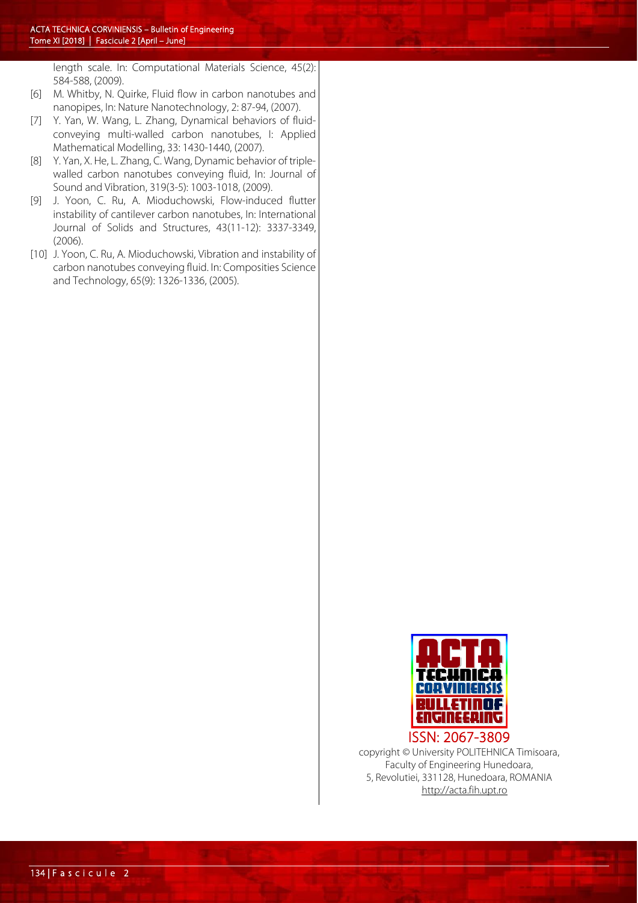length scale. In: Computational Materials Science, 45(2): 584-588, (2009).

[6] M. Whitby, N. Quirke, Fluid flow in carbon nanotubes and nanopipes, In: Nature Nanotechnology, 2: 87-94, (2007).

[7] Y. Yan, W. Wang, L. Zhang, Dynamical behaviors of fluid-conveying multi-walled carbon nanotubes, I: Applied Mathematical Modelling, 33: 1430-1440, (2007).

[8] Y. Yan, X. He, L. Zhang, C. Wang, Dynamic behavior of triple-walled carbon nanotubes conveying fluid, In: Journal of Sound and Vibration, 319(3-5): 1003-1018, (2009).

[9] J. Yoon, C. Ru, A. Mioduchowski, Flow-induced flutter instability of cantilever carbon nanotubes, In: International Journal of Solids and Structures, 43(11-12): 3337-3349, (2006).

[10] J. Yoon, C. Ru, A. Mioduchowski, Vibration and instability of carbon nanotubes conveying fluid. In: Composities Science and Technology, 65(9): 1326-1336, (2005).

ACTA TECHNICA CORVINIENSIS BULLETIN OF ENGINEERING

ISSN: 2067-3809

copyright © University POLITEHNICA Timisoara, Faculty of Engineering Hunedoara, 5, Revolutiei, 331128, Hunedoara, ROMANIA http://acta.fih.upt.ro